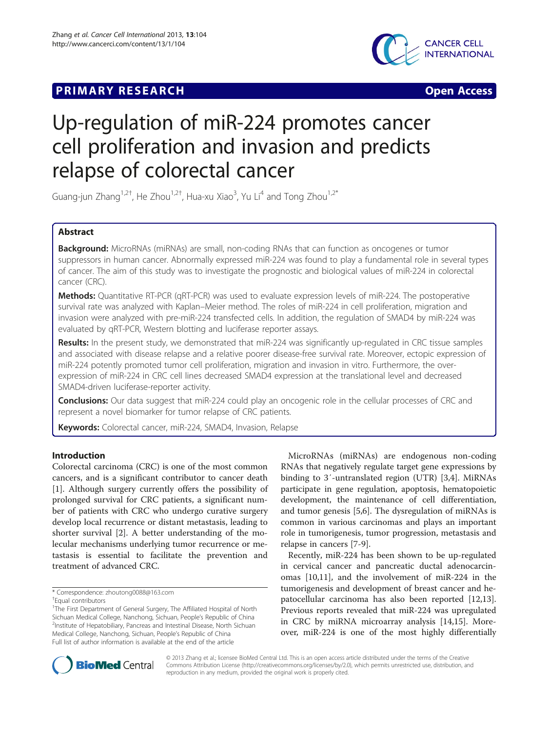**PRIMARY RESEARCH** **Open Access**

# Up-regulation of miR-224 promotes cancer cell proliferation and invasion and predicts relapse of colorectal cancer

Guang-jun Zhang[1,2†], He Zhou[1,2†], Hua-xu Xiao[3], Yu Li[4] and Tong Zhou[1,2*]

## Abstract

**Background:** MicroRNAs (miRNAs) are small, non-coding RNAs that can function as oncogenes or tumor suppressors in human cancer. Abnormally expressed miR-224 was found to play a fundamental role in several types of cancer. The aim of this study was to investigate the prognostic and biological values of miR-224 in colorectal cancer (CRC).

**Methods:** Quantitative RT-PCR (qRT-PCR) was used to evaluate expression levels of miR-224. The postoperative survival rate was analyzed with Kaplan–Meier method. The roles of miR-224 in cell proliferation, migration and invasion were analyzed with pre-miR-224 transfected cells. In addition, the regulation of SMAD4 by miR-224 was evaluated by qRT-PCR, Western blotting and luciferase reporter assays.

**Results:** In the present study, we demonstrated that miR-224 was significantly up-regulated in CRC tissue samples and associated with disease relapse and a relative poorer disease-free survival rate. Moreover, ectopic expression of miR-224 potently promoted tumor cell proliferation, migration and invasion in vitro. Furthermore, the over-expression of miR-224 in CRC cell lines decreased SMAD4 expression at the translational level and decreased SMAD4-driven luciferase-reporter activity.

**Conclusions:** Our data suggest that miR-224 could play an oncogenic role in the cellular processes of CRC and represent a novel biomarker for tumor relapse of CRC patients.

**Keywords:** Colorectal cancer, miR-224, SMAD4, Invasion, Relapse

## Introduction

Colorectal carcinoma (CRC) is one of the most common cancers, and is a significant contributor to cancer death [1]. Although surgery currently offers the possibility of prolonged survival for CRC patients, a significant number of patients with CRC who undergo curative surgery develop local recurrence or distant metastasis, leading to shorter survival [2]. A better understanding of the molecular mechanisms underlying tumor recurrence or metastasis is essential to facilitate the prevention and treatment of advanced CRC.

MicroRNAs (miRNAs) are endogenous non-coding RNAs that negatively regulate target gene expressions by binding to 3′-untranslated region (UTR) [3,4]. MiRNAs participate in gene regulation, apoptosis, hematopoietic development, the maintenance of cell differentiation, and tumor genesis [5,6]. The dysregulation of miRNAs is common in various carcinomas and plays an important role in tumorigenesis, tumor progression, metastasis and relapse in cancers [7-9].

Recently, miR-224 has been shown to be up-regulated in cervical cancer and pancreatic ductal adenocarcinomas [10,11], and the involvement of miR-224 in the tumorigenesis and development of breast cancer and hepatocellular carcinoma has also been reported [12,13]. Previous reports revealed that miR-224 was upregulated in CRC by miRNA microarray analysis [14,15]. Moreover, miR-224 is one of the most highly differentially

\* Correspondence: zhoutong0088@163.com
†Equal contributors
[1]The First Department of General Surgery, The Affiliated Hospital of North Sichuan Medical College, Nanchong, Sichuan, People's Republic of China
[2]Institute of Hepatobiliary, Pancreas and Intestinal Disease, North Sichuan Medical College, Nanchong, Sichuan, People's Republic of China
Full list of author information is available at the end of the article

© 2013 Zhang et al.; licensee BioMed Central Ltd. This is an open access article distributed under the terms of the Creative Commons Attribution License (http://creativecommons.org/licenses/by/2.0), which permits unrestricted use, distribution, and reproduction in any medium, provided the original work is properly cited.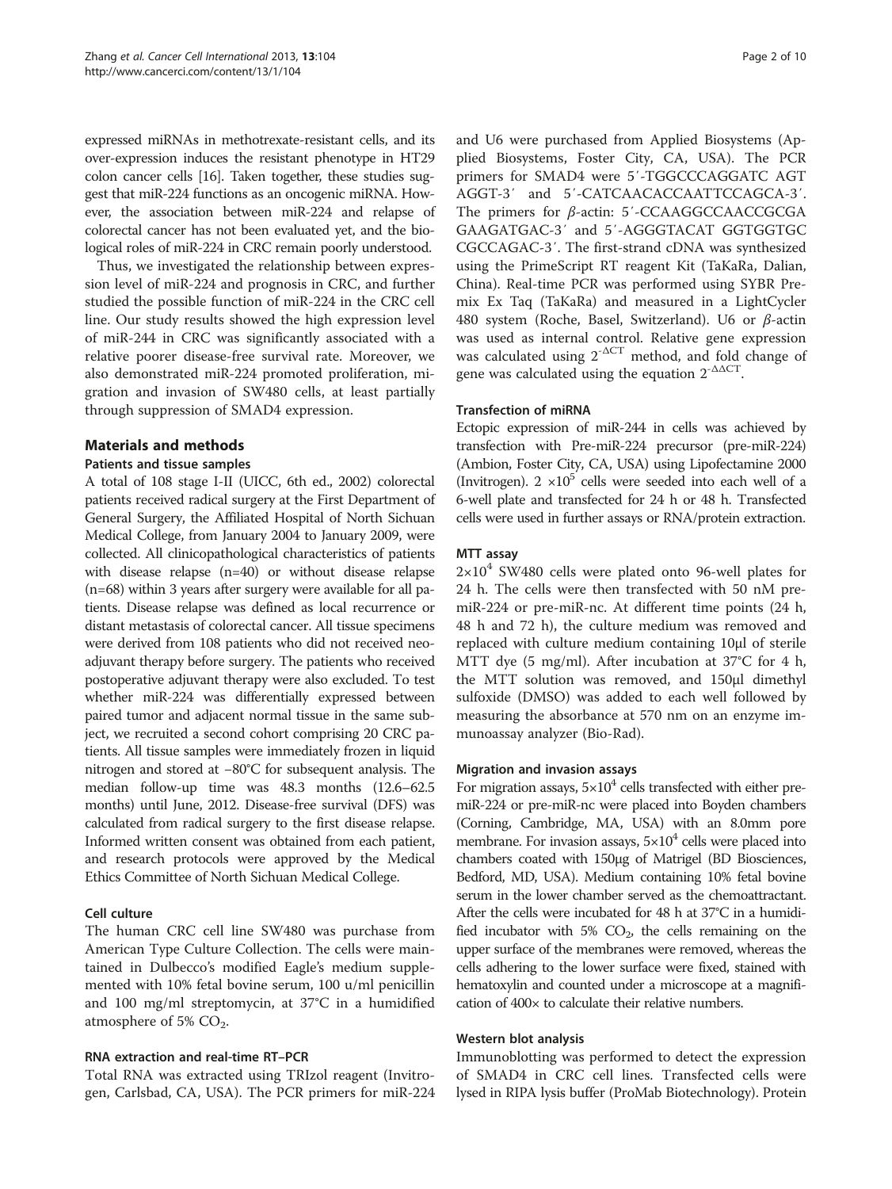expressed miRNAs in methotrexate-resistant cells, and its over-expression induces the resistant phenotype in HT29 colon cancer cells [16]. Taken together, these studies suggest that miR-224 functions as an oncogenic miRNA. However, the association between miR-224 and relapse of colorectal cancer has not been evaluated yet, and the biological roles of miR-224 in CRC remain poorly understood.

Thus, we investigated the relationship between expression level of miR-224 and prognosis in CRC, and further studied the possible function of miR-224 in the CRC cell line. Our study results showed the high expression level of miR-244 in CRC was significantly associated with a relative poorer disease-free survival rate. Moreover, we also demonstrated miR-224 promoted proliferation, migration and invasion of SW480 cells, at least partially through suppression of SMAD4 expression.

## Materials and methods

### Patients and tissue samples

A total of 108 stage I-II (UICC, 6th ed., 2002) colorectal patients received radical surgery at the First Department of General Surgery, the Affiliated Hospital of North Sichuan Medical College, from January 2004 to January 2009, were collected. All clinicopathological characteristics of patients with disease relapse (n=40) or without disease relapse (n=68) within 3 years after surgery were available for all patients. Disease relapse was defined as local recurrence or distant metastasis of colorectal cancer. All tissue specimens were derived from 108 patients who did not received neoadjuvant therapy before surgery. The patients who received postoperative adjuvant therapy were also excluded. To test whether miR-224 was differentially expressed between paired tumor and adjacent normal tissue in the same subject, we recruited a second cohort comprising 20 CRC patients. All tissue samples were immediately frozen in liquid nitrogen and stored at −80°C for subsequent analysis. The median follow-up time was 48.3 months (12.6–62.5 months) until June, 2012. Disease-free survival (DFS) was calculated from radical surgery to the first disease relapse. Informed written consent was obtained from each patient, and research protocols were approved by the Medical Ethics Committee of North Sichuan Medical College.

### Cell culture

The human CRC cell line SW480 was purchase from American Type Culture Collection. The cells were maintained in Dulbecco's modified Eagle's medium supplemented with 10% fetal bovine serum, 100 u/ml penicillin and 100 mg/ml streptomycin, at 37°C in a humidified atmosphere of 5% $CO_2$.

### RNA extraction and real-time RT–PCR

Total RNA was extracted using TRIzol reagent (Invitrogen, Carlsbad, CA, USA). The PCR primers for miR-224 and U6 were purchased from Applied Biosystems (Applied Biosystems, Foster City, CA, USA). The PCR primers for SMAD4 were 5′-TGGCCCAGGATC AGT AGGT-3′ and 5′-CATCAACACCAATTCCAGCA-3′. The primers for $\beta$-actin: 5′-CCAAGGCCAACCGCGA GAAGATGAC-3′ and 5′-AGGGTACAT GGTGGTGC CGCCAGAC-3′. The first-strand cDNA was synthesized using the PrimeScript RT reagent Kit (TaKaRa, Dalian, China). Real-time PCR was performed using SYBR Premix Ex Taq (TaKaRa) and measured in a LightCycler 480 system (Roche, Basel, Switzerland). U6 or $\beta$-actin was used as internal control. Relative gene expression was calculated using $2^{-\Delta CT}$ method, and fold change of gene was calculated using the equation $2^{-\Delta\Delta CT}$.

### Transfection of miRNA

Ectopic expression of miR-244 in cells was achieved by transfection with Pre-miR-224 precursor (pre-miR-224) (Ambion, Foster City, CA, USA) using Lipofectamine 2000 (Invitrogen). $2 \times 10^5$ cells were seeded into each well of a 6-well plate and transfected for 24 h or 48 h. Transfected cells were used in further assays or RNA/protein extraction.

### MTT assay

$2\times10^4$ SW480 cells were plated onto 96-well plates for 24 h. The cells were then transfected with 50 nM pre-miR-224 or pre-miR-nc. At different time points (24 h, 48 h and 72 h), the culture medium was removed and replaced with culture medium containing 10μl of sterile MTT dye (5 mg/ml). After incubation at 37°C for 4 h, the MTT solution was removed, and 150μl dimethyl sulfoxide (DMSO) was added to each well followed by measuring the absorbance at 570 nm on an enzyme immunoassay analyzer (Bio-Rad).

### Migration and invasion assays

For migration assays, $5\times10^4$ cells transfected with either pre-miR-224 or pre-miR-nc were placed into Boyden chambers (Corning, Cambridge, MA, USA) with an 8.0mm pore membrane. For invasion assays, $5\times10^4$ cells were placed into chambers coated with 150μg of Matrigel (BD Biosciences, Bedford, MD, USA). Medium containing 10% fetal bovine serum in the lower chamber served as the chemoattractant. After the cells were incubated for 48 h at 37°C in a humidified incubator with 5% $CO_2$, the cells remaining on the upper surface of the membranes were removed, whereas the cells adhering to the lower surface were fixed, stained with hematoxylin and counted under a microscope at a magnification of 400× to calculate their relative numbers.

### Western blot analysis

Immunoblotting was performed to detect the expression of SMAD4 in CRC cell lines. Transfected cells were lysed in RIPA lysis buffer (ProMab Biotechnology). Protein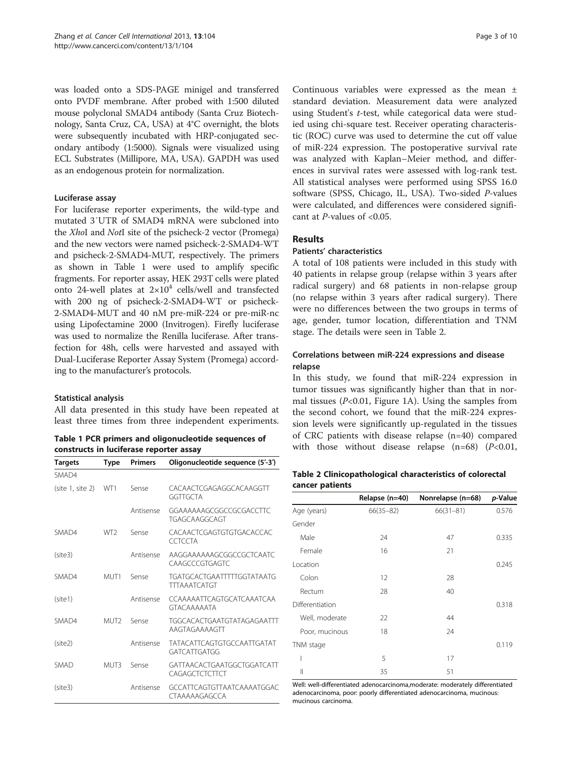was loaded onto a SDS-PAGE minigel and transferred onto PVDF membrane. After probed with 1:500 diluted mouse polyclonal SMAD4 antibody (Santa Cruz Biotechnology, Santa Cruz, CA, USA) at 4°C overnight, the blots were subsequently incubated with HRP-conjugated secondary antibody (1:5000). Signals were visualized using ECL Substrates (Millipore, MA, USA). GAPDH was used as an endogenous protein for normalization.

#### Luciferase assay

For luciferase reporter experiments, the wild-type and mutated 3′UTR of SMAD4 mRNA were subcloned into the *Xho*I and *Not*I site of the psicheck-2 vector (Promega) and the new vectors were named psicheck-2-SMAD4-WT and psicheck-2-SMAD4-MUT, respectively. The primers as shown in Table 1 were used to amplify specific fragments. For reporter assay, HEK 293T cells were plated onto 24-well plates at $2{\times}10^4$ cells/well and transfected with 200 ng of psicheck-2-SMAD4-WT or psicheck-2-SMAD4-MUT and 40 nM pre-miR-224 or pre-miR-nc using Lipofectamine 2000 (Invitrogen). Firefly luciferase was used to normalize the Renilla luciferase. After transfection for 48h, cells were harvested and assayed with Dual-Luciferase Reporter Assay System (Promega) according to the manufacturer's protocols.

#### Statistical analysis

All data presented in this study have been repeated at least three times from three independent experiments.

**Table 1 PCR primers and oligonucleotide sequences of constructs in luciferase reporter assay**

| Targets | Type | Primers | Oligonucleotide sequence (5′-3′) |
|---|---|---|---|
| SMAD4 | | | |
| (site 1, site 2) | WT1 | Sense | CACAACTCGAGAGGCACAAGGTT GGTTGCTA |
| | | Antisense | GGAAAAAAGCGGCCGCGACCTTC TGAGCAAGGCAGT |
| SMAD4 | WT2 | Sense | CACAACTCGAGTGTGTGACACCAC CCTCCTA |
| (site3) | | Antisense | AAGGAAAAAAGCGGCCGCTCAATC CAAGCCCGTGAGTC |
| SMAD4 | MUT1 | Sense | TGATGCACTGAATTTTTGGTATAATG TTTAAATCATGT |
| (site1) | | Antisense | CCAAAAATTCAGTGCATCAAATCAA GTACAAAAATA |
| SMAD4 | MUT2 | Sense | TGGCACACTGAATGTATAGAGAATTT AAGTAGAAAAGTT |
| (site2) | | Antisense | TATACATTCAGTGTGCCAATTGATAT GATCATTGATGG |
| SMAD | MUT3 | Sense | GATTAACACTGAATGGCTGGATCATT CAGAGCTCTCTTCT |
| (site3) | | Antisense | GCCATTCAGTGTTAATCAAAATGGAC CTAAAAAGAGCCA |

Continuous variables were expressed as the mean ± standard deviation. Measurement data were analyzed using Student's *t*-test, while categorical data were studied using chi-square test. Receiver operating characteristic (ROC) curve was used to determine the cut off value of miR-224 expression. The postoperative survival rate was analyzed with Kaplan–Meier method, and differences in survival rates were assessed with log-rank test. All statistical analyses were performed using SPSS 16.0 software (SPSS, Chicago, IL, USA). Two-sided *P*-values were calculated, and differences were considered significant at *P*-values of <0.05.

## Results

#### Patients' characteristics

A total of 108 patients were included in this study with 40 patients in relapse group (relapse within 3 years after radical surgery) and 68 patients in non-relapse group (no relapse within 3 years after radical surgery). There were no differences between the two groups in terms of age, gender, tumor location, differentiation and TNM stage. The details were seen in Table 2.

#### Correlations between miR-224 expressions and disease relapse

In this study, we found that miR-224 expression in tumor tissues was significantly higher than that in normal tissues (*P*<0.01, Figure 1A). Using the samples from the second cohort, we found that the miR-224 expression levels were significantly up-regulated in the tissues of CRC patients with disease relapse (n=40) compared with those without disease relapse (n=68) (*P*<0.01,

**Table 2 Clinicopathological characteristics of colorectal cancer patients**

| | Relapse (n=40) | Nonrelapse (n=68) | *p*-Value |
|---|---|---|---|
| Age (years) | 66(35–82) | 66(31–81) | 0.576 |
| Gender | | | |
| Male | 24 | 47 | 0.335 |
| Female | 16 | 21 | |
| Location | | | 0.245 |
| Colon | 12 | 28 | |
| Rectum | 28 | 40 | |
| Differentiation | | | 0.318 |
| Well, moderate | 22 | 44 | |
| Poor, mucinous | 18 | 24 | |
| TNM stage | | | 0.119 |
| I | 5 | 17 | |
| II | 35 | 51 | |

Well: well-differentiated adenocarcinoma,moderate: moderately differentiated adenocarcinoma, poor: poorly differentiated adenocarcinoma, mucinous: mucinous carcinoma.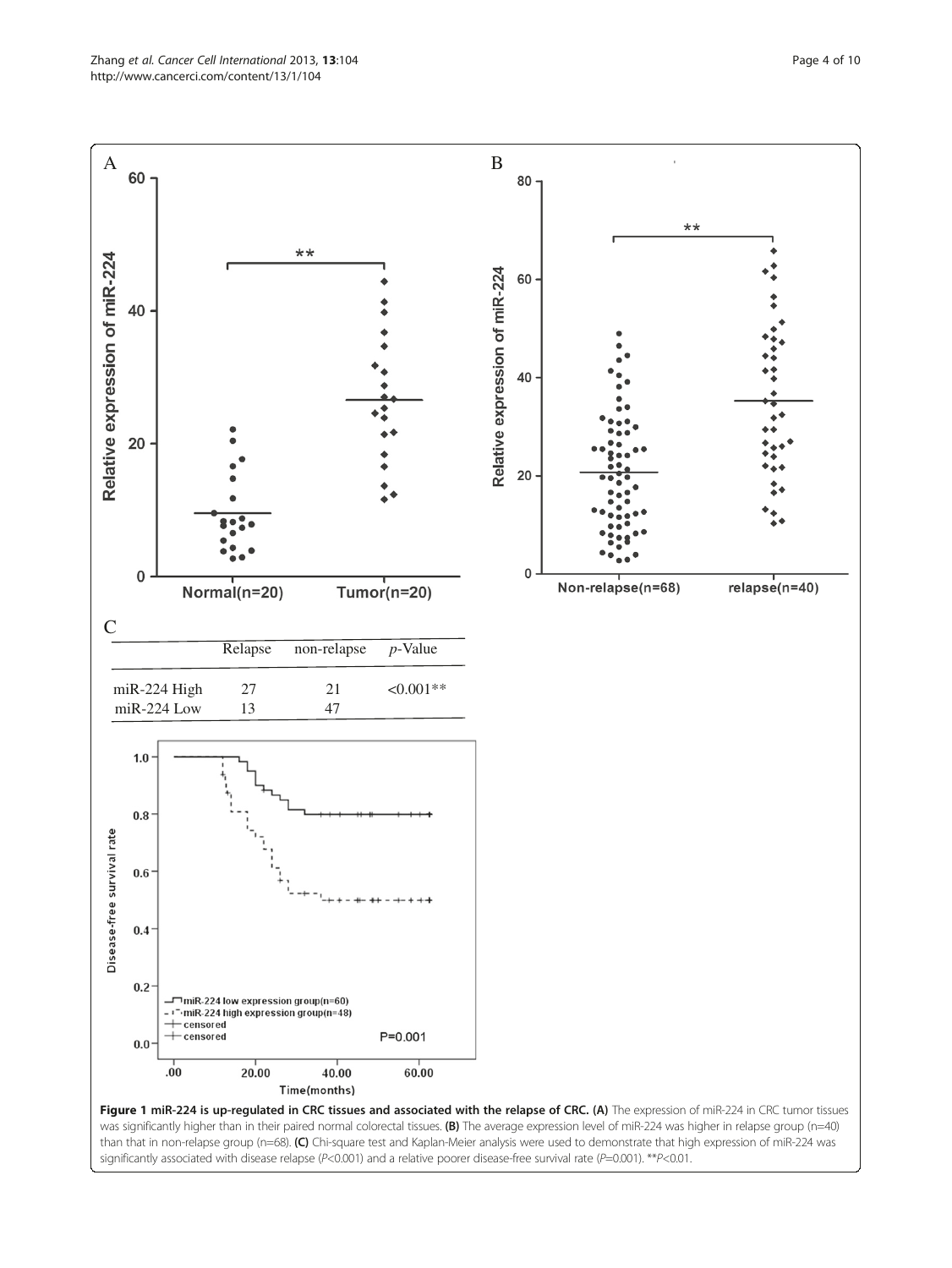| | Relapse | non-relapse | $p$-Value |
|---|---|---|---|
| miR-224 High | 27 | 21 | <0.001** |
| miR-224 Low | 13 | 47 | |

**Figure 1 miR-224 is up-regulated in CRC tissues and associated with the relapse of CRC. (A)** The expression of miR-224 in CRC tumor tissues was significantly higher than in their paired normal colorectal tissues. **(B)** The average expression level of miR-224 was higher in relapse group (n=40) than that in non-relapse group (n=68). **(C)** Chi-square test and Kaplan-Meier analysis were used to demonstrate that high expression of miR-224 was significantly associated with disease relapse ($P<0.001$) and a relative poorer disease-free survival rate ($P=0.001$). **$P<0.01$.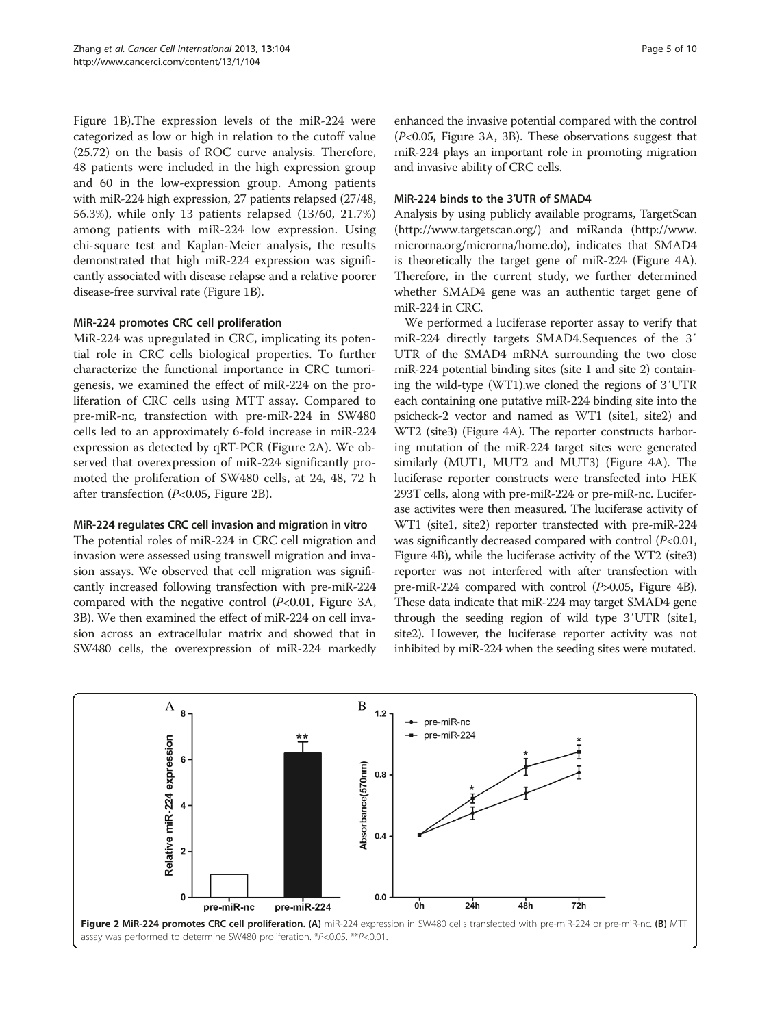Figure 1B).The expression levels of the miR-224 were categorized as low or high in relation to the cutoff value (25.72) on the basis of ROC curve analysis. Therefore, 48 patients were included in the high expression group and 60 in the low-expression group. Among patients with miR-224 high expression, 27 patients relapsed (27/48, 56.3%), while only 13 patients relapsed (13/60, 21.7%) among patients with miR-224 low expression. Using chi-square test and Kaplan-Meier analysis, the results demonstrated that high miR-224 expression was significantly associated with disease relapse and a relative poorer disease-free survival rate (Figure 1B).

### MiR-224 promotes CRC cell proliferation

MiR-224 was upregulated in CRC, implicating its potential role in CRC cells biological properties. To further characterize the functional importance in CRC tumorigenesis, we examined the effect of miR-224 on the proliferation of CRC cells using MTT assay. Compared to pre-miR-nc, transfection with pre-miR-224 in SW480 cells led to an approximately 6-fold increase in miR-224 expression as detected by qRT-PCR (Figure 2A). We observed that overexpression of miR-224 significantly promoted the proliferation of SW480 cells, at 24, 48, 72 h after transfection ($P<0.05$, Figure 2B).

### MiR-224 regulates CRC cell invasion and migration in vitro

The potential roles of miR-224 in CRC cell migration and invasion were assessed using transwell migration and invasion assays. We observed that cell migration was significantly increased following transfection with pre-miR-224 compared with the negative control ($P<0.01$, Figure 3A, 3B). We then examined the effect of miR-224 on cell invasion across an extracellular matrix and showed that in SW480 cells, the overexpression of miR-224 markedly enhanced the invasive potential compared with the control ($P<0.05$, Figure 3A, 3B). These observations suggest that miR-224 plays an important role in promoting migration and invasive ability of CRC cells.

### MiR-224 binds to the 3'UTR of SMAD4

Analysis by using publicly available programs, TargetScan (http://www.targetscan.org/) and miRanda (http://www.microrna.org/microrna/home.do), indicates that SMAD4 is theoretically the target gene of miR-224 (Figure 4A). Therefore, in the current study, we further determined whether SMAD4 gene was an authentic target gene of miR-224 in CRC.

We performed a luciferase reporter assay to verify that miR-224 directly targets SMAD4.Sequences of the 3′ UTR of the SMAD4 mRNA surrounding the two close miR-224 potential binding sites (site 1 and site 2) containing the wild-type (WT1).we cloned the regions of 3′UTR each containing one putative miR-224 binding site into the psicheck-2 vector and named as WT1 (site1, site2) and WT2 (site3) (Figure 4A). The reporter constructs harboring mutation of the miR-224 target sites were generated similarly (MUT1, MUT2 and MUT3) (Figure 4A). The luciferase reporter constructs were transfected into HEK 293T cells, along with pre-miR-224 or pre-miR-nc. Luciferase activites were then measured. The luciferase activity of WT1 (site1, site2) reporter transfected with pre-miR-224 was significantly decreased compared with control ($P<0.01$, Figure 4B), while the luciferase activity of the WT2 (site3) reporter was not interfered with after transfection with pre-miR-224 compared with control ($P>0.05$, Figure 4B). These data indicate that miR-224 may target SMAD4 gene through the seeding region of wild type 3′UTR (site1, site2). However, the luciferase reporter activity was not inhibited by miR-224 when the seeding sites were mutated.

**Figure 2 MiR-224 promotes CRC cell proliferation. (A)** miR-224 expression in SW480 cells transfected with pre-miR-224 or pre-miR-nc. **(B)** MTT assay was performed to determine SW480 proliferation. *$P<0.05$. **$P<0.01$.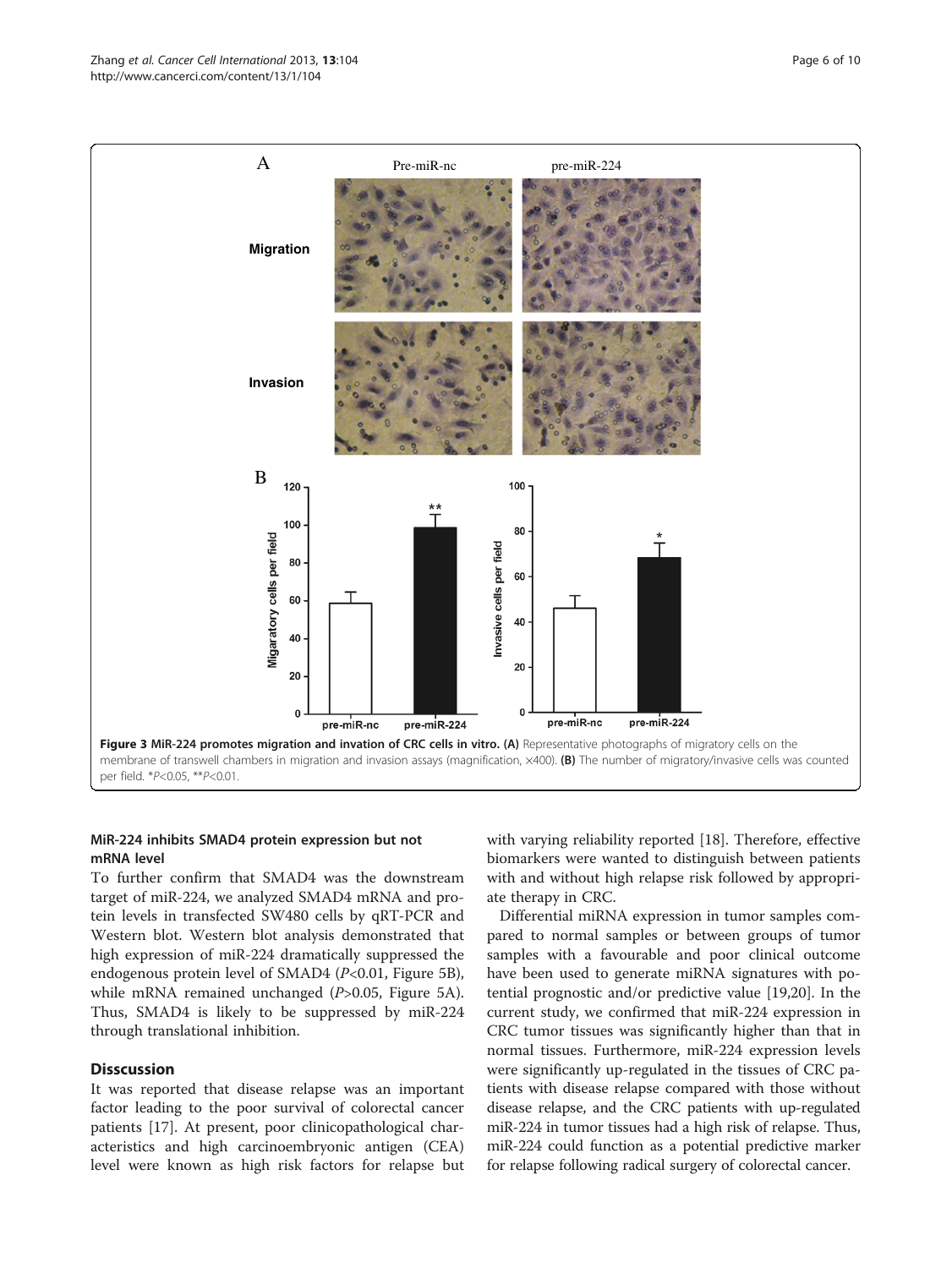**Figure 3 MiR-224 promotes migration and invation of CRC cells in vitro. (A)** Representative photographs of migratory cells on the membrane of transwell chambers in migration and invasion assays (magnification, ×400). **(B)** The number of migratory/invasive cells was counted per field. *$P$<0.05, **$P$<0.01.

### MiR-224 inhibits SMAD4 protein expression but not mRNA level

To further confirm that SMAD4 was the downstream target of miR-224, we analyzed SMAD4 mRNA and protein levels in transfected SW480 cells by qRT-PCR and Western blot. Western blot analysis demonstrated that high expression of miR-224 dramatically suppressed the endogenous protein level of SMAD4 ($P$<0.01, Figure 5B), while mRNA remained unchanged ($P$>0.05, Figure 5A). Thus, SMAD4 is likely to be suppressed by miR-224 through translational inhibition.

## Disscussion

It was reported that disease relapse was an important factor leading to the poor survival of colorectal cancer patients [17]. At present, poor clinicopathological characteristics and high carcinoembryonic antigen (CEA) level were known as high risk factors for relapse but with varying reliability reported [18]. Therefore, effective biomarkers were wanted to distinguish between patients with and without high relapse risk followed by appropriate therapy in CRC.

Differential miRNA expression in tumor samples compared to normal samples or between groups of tumor samples with a favourable and poor clinical outcome have been used to generate miRNA signatures with potential prognostic and/or predictive value [19,20]. In the current study, we confirmed that miR-224 expression in CRC tumor tissues was significantly higher than that in normal tissues. Furthermore, miR-224 expression levels were significantly up-regulated in the tissues of CRC patients with disease relapse compared with those without disease relapse, and the CRC patients with up-regulated miR-224 in tumor tissues had a high risk of relapse. Thus, miR-224 could function as a potential predictive marker for relapse following radical surgery of colorectal cancer.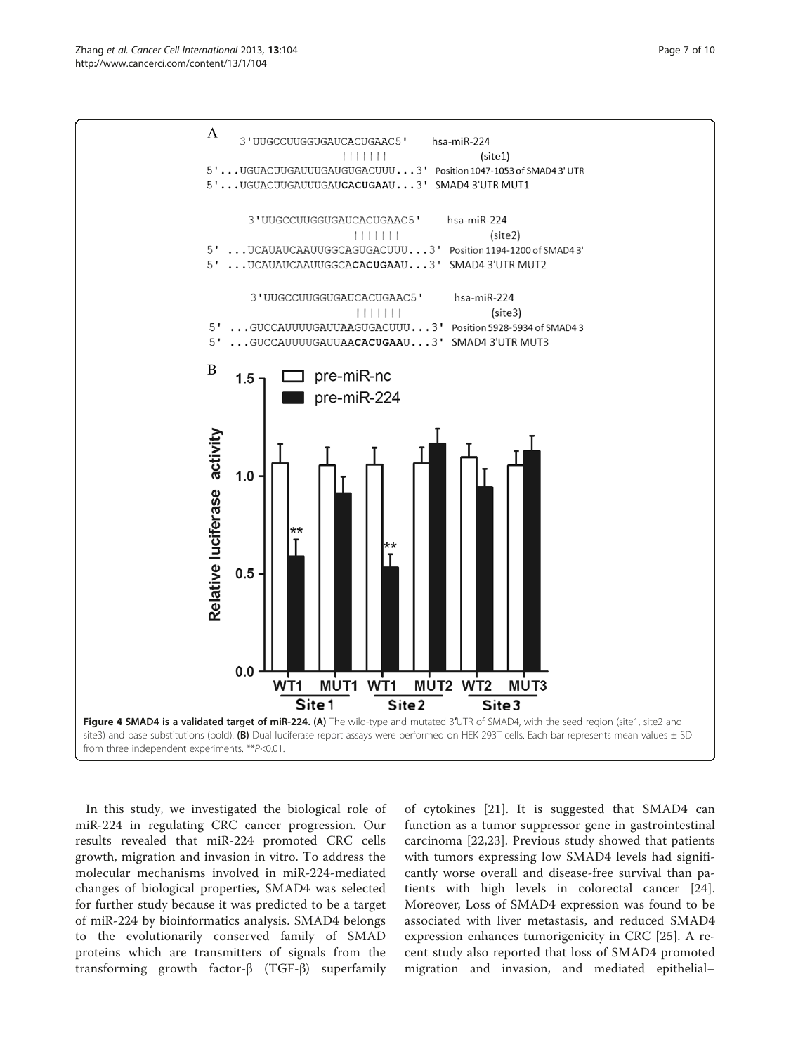**Figure 4 SMAD4 is a validated target of miR-224. (A)** The wild-type and mutated 3′UTR of SMAD4, with the seed region (site1, site2 and site3) and base substitutions (bold). **(B)** Dual luciferase report assays were performed on HEK 293T cells. Each bar represents mean values ± SD from three independent experiments. **$P<0.01$.

In this study, we investigated the biological role of miR-224 in regulating CRC cancer progression. Our results revealed that miR-224 promoted CRC cells growth, migration and invasion in vitro. To address the molecular mechanisms involved in miR-224-mediated changes of biological properties, SMAD4 was selected for further study because it was predicted to be a target of miR-224 by bioinformatics analysis. SMAD4 belongs to the evolutionarily conserved family of SMAD proteins which are transmitters of signals from the transforming growth factor-β (TGF-β) superfamily of cytokines [21]. It is suggested that SMAD4 can function as a tumor suppressor gene in gastrointestinal carcinoma [22,23]. Previous study showed that patients with tumors expressing low SMAD4 levels had significantly worse overall and disease-free survival than patients with high levels in colorectal cancer [24]. Moreover, Loss of SMAD4 expression was found to be associated with liver metastasis, and reduced SMAD4 expression enhances tumorigenicity in CRC [25]. A recent study also reported that loss of SMAD4 promoted migration and invasion, and mediated epithelial–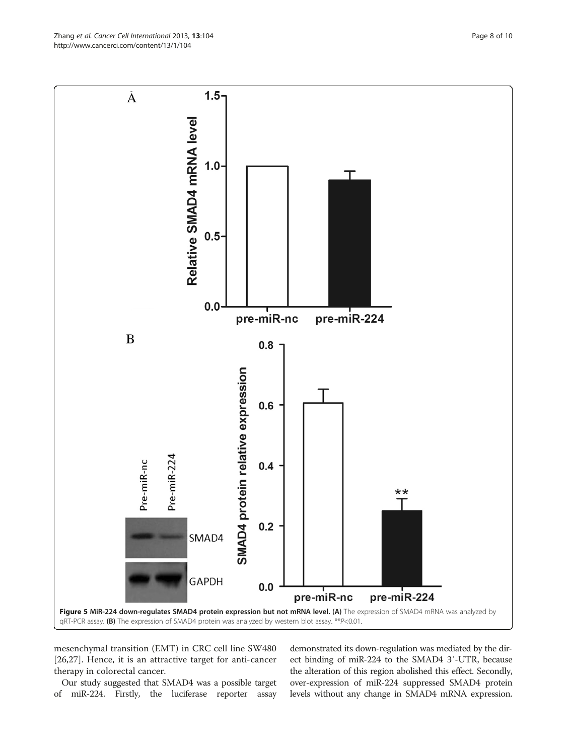**Figure 5 MiR-224 down-regulates SMAD4 protein expression but not mRNA level. (A)** The expression of SMAD4 mRNA was analyzed by qRT-PCR assay. **(B)** The expression of SMAD4 protein was analyzed by western blot assay. **$P$<0.01.

mesenchymal transition (EMT) in CRC cell line SW480 [26,27]. Hence, it is an attractive target for anti-cancer therapy in colorectal cancer.

Our study suggested that SMAD4 was a possible target of miR-224. Firstly, the luciferase reporter assay demonstrated its down-regulation was mediated by the direct binding of miR-224 to the SMAD4 3′-UTR, because the alteration of this region abolished this effect. Secondly, over-expression of miR-224 suppressed SMAD4 protein levels without any change in SMAD4 mRNA expression.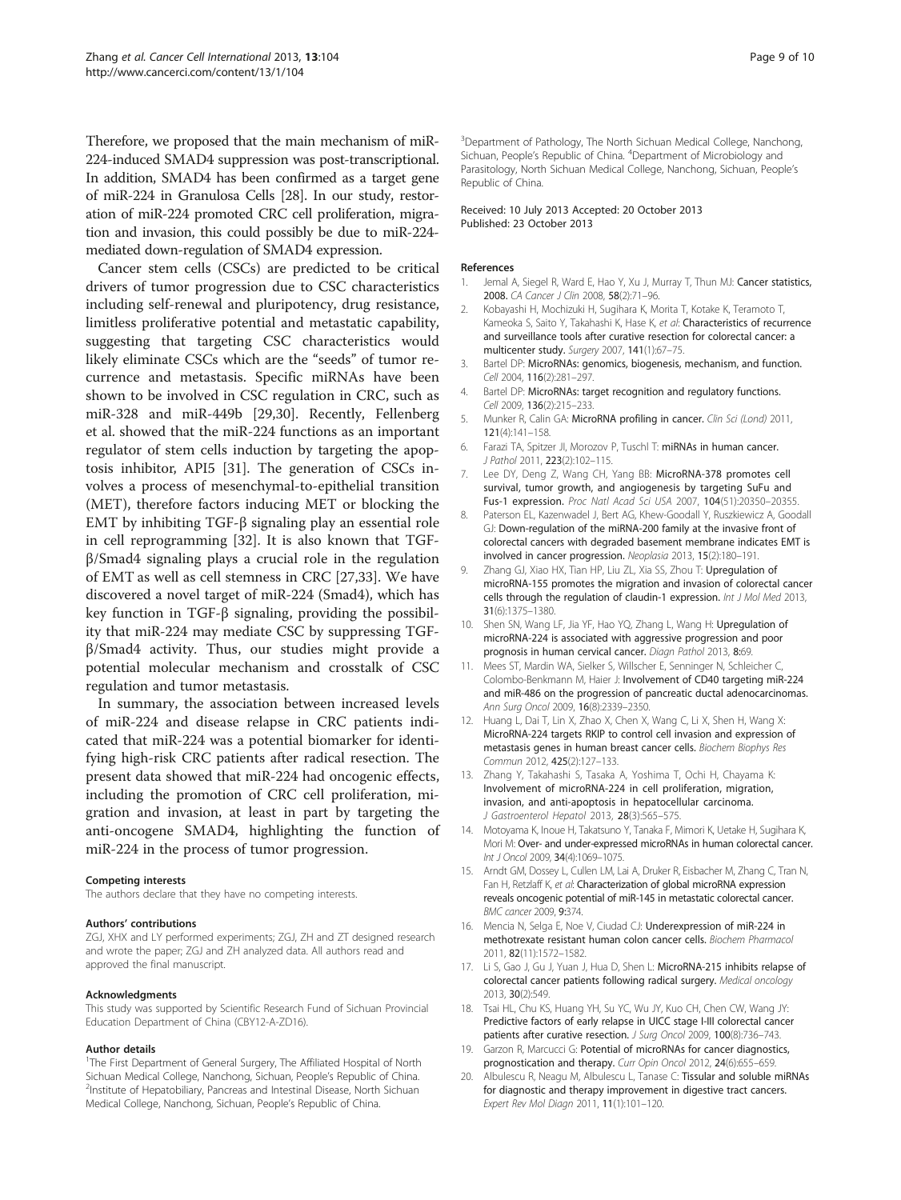Therefore, we proposed that the main mechanism of miR-224-induced SMAD4 suppression was post-transcriptional. In addition, SMAD4 has been confirmed as a target gene of miR-224 in Granulosa Cells [28]. In our study, restoration of miR-224 promoted CRC cell proliferation, migration and invasion, this could possibly be due to miR-224-mediated down-regulation of SMAD4 expression.

Cancer stem cells (CSCs) are predicted to be critical drivers of tumor progression due to CSC characteristics including self-renewal and pluripotency, drug resistance, limitless proliferative potential and metastatic capability, suggesting that targeting CSC characteristics would likely eliminate CSCs which are the "seeds" of tumor recurrence and metastasis. Specific miRNAs have been shown to be involved in CSC regulation in CRC, such as miR-328 and miR-449b [29,30]. Recently, Fellenberg et al. showed that the miR-224 functions as an important regulator of stem cells induction by targeting the apoptosis inhibitor, API5 [31]. The generation of CSCs involves a process of mesenchymal-to-epithelial transition (MET), therefore factors inducing MET or blocking the EMT by inhibiting TGF-β signaling play an essential role in cell reprogramming [32]. It is also known that TGF-β/Smad4 signaling plays a crucial role in the regulation of EMT as well as cell stemness in CRC [27,33]. We have discovered a novel target of miR-224 (Smad4), which has key function in TGF-β signaling, providing the possibility that miR-224 may mediate CSC by suppressing TGF-β/Smad4 activity. Thus, our studies might provide a potential molecular mechanism and crosstalk of CSC regulation and tumor metastasis.

In summary, the association between increased levels of miR-224 and disease relapse in CRC patients indicated that miR-224 was a potential biomarker for identifying high-risk CRC patients after radical resection. The present data showed that miR-224 had oncogenic effects, including the promotion of CRC cell proliferation, migration and invasion, at least in part by targeting the anti-oncogene SMAD4, highlighting the function of miR-224 in the process of tumor progression.

#### Competing interests
The authors declare that they have no competing interests.

#### Authors' contributions
ZGJ, XHX and LY performed experiments; ZGJ, ZH and ZT designed research and wrote the paper; ZGJ and ZH analyzed data. All authors read and approved the final manuscript.

#### Acknowledgments
This study was supported by Scientific Research Fund of Sichuan Provincial Education Department of China (CBY12-A-ZD16).

#### Author details
[1]The First Department of General Surgery, The Affiliated Hospital of North Sichuan Medical College, Nanchong, Sichuan, People's Republic of China. [2]Institute of Hepatobiliary, Pancreas and Intestinal Disease, North Sichuan Medical College, Nanchong, Sichuan, People's Republic of China. [3]Department of Pathology, The North Sichuan Medical College, Nanchong, Sichuan, People's Republic of China. [4]Department of Microbiology and Parasitology, North Sichuan Medical College, Nanchong, Sichuan, People's Republic of China.

Received: 10 July 2013 Accepted: 20 October 2013
Published: 23 October 2013

#### References
1. Jemal A, Siegel R, Ward E, Hao Y, Xu J, Murray T, Thun MJ: Cancer statistics, 2008. *CA Cancer J Clin* 2008, 58(2):71–96.
2. Kobayashi H, Mochizuki H, Sugihara K, Morita T, Kotake K, Teramoto T, Kameoka S, Saito Y, Takahashi K, Hase K, *et al*: Characteristics of recurrence and surveillance tools after curative resection for colorectal cancer: a multicenter study. *Surgery* 2007, 141(1):67–75.
3. Bartel DP: MicroRNAs: genomics, biogenesis, mechanism, and function. *Cell* 2004, 116(2):281–297.
4. Bartel DP: MicroRNAs: target recognition and regulatory functions. *Cell* 2009, 136(2):215–233.
5. Munker R, Calin GA: MicroRNA profiling in cancer. *Clin Sci (Lond)* 2011, 121(4):141–158.
6. Farazi TA, Spitzer JI, Morozov P, Tuschl T: miRNAs in human cancer. *J Pathol* 2011, 223(2):102–115.
7. Lee DY, Deng Z, Wang CH, Yang BB: MicroRNA-378 promotes cell survival, tumor growth, and angiogenesis by targeting SuFu and Fus-1 expression. *Proc Natl Acad Sci USA* 2007, 104(51):20350–20355.
8. Paterson EL, Kazenwadel J, Bert AG, Khew-Goodall Y, Ruszkiewicz A, Goodall GJ: Down-regulation of the miRNA-200 family at the invasive front of colorectal cancers with degraded basement membrane indicates EMT is involved in cancer progression. *Neoplasia* 2013, 15(2):180–191.
9. Zhang GJ, Xiao HX, Tian HP, Liu ZL, Xia SS, Zhou T: Upregulation of microRNA-155 promotes the migration and invasion of colorectal cancer cells through the regulation of claudin-1 expression. *Int J Mol Med* 2013, 31(6):1375–1380.
10. Shen SN, Wang LF, Jia YF, Hao YQ, Zhang L, Wang H: Upregulation of microRNA-224 is associated with aggressive progression and poor prognosis in human cervical cancer. *Diagn Pathol* 2013, 8:69.
11. Mees ST, Mardin WA, Sielker S, Willscher E, Senninger N, Schleicher C, Colombo-Benkmann M, Haier J: Involvement of CD40 targeting miR-224 and miR-486 on the progression of pancreatic ductal adenocarcinomas. *Ann Surg Oncol* 2009, 16(8):2339–2350.
12. Huang L, Dai T, Lin X, Zhao X, Chen X, Wang C, Li X, Shen H, Wang X: MicroRNA-224 targets RKIP to control cell invasion and expression of metastasis genes in human breast cancer cells. *Biochem Biophys Res Commun* 2012, 425(2):127–133.
13. Zhang Y, Takahashi S, Tasaka A, Yoshima T, Ochi H, Chayama K: Involvement of microRNA-224 in cell proliferation, migration, invasion, and anti-apoptosis in hepatocellular carcinoma. *J Gastroenterol Hepatol* 2013, 28(3):565–575.
14. Motoyama K, Inoue H, Takatsuno Y, Tanaka F, Mimori K, Uetake H, Sugihara K, Mori M: Over- and under-expressed microRNAs in human colorectal cancer. *Int J Oncol* 2009, 34(4):1069–1075.
15. Arndt GM, Dossey L, Cullen LM, Lai A, Druker R, Eisbacher M, Zhang C, Tran N, Fan H, Retzlaff K, *et al*: Characterization of global microRNA expression reveals oncogenic potential of miR-145 in metastatic colorectal cancer. *BMC cancer* 2009, 9:374.
16. Mencia N, Selga E, Noe V, Ciudad CJ: Underexpression of miR-224 in methotrexate resistant human colon cancer cells. *Biochem Pharmacol* 2011, 82(11):1572–1582.
17. Li S, Gao J, Gu J, Yuan J, Hua D, Shen L: MicroRNA-215 inhibits relapse of colorectal cancer patients following radical surgery. *Medical oncology* 2013, 30(2):549.
18. Tsai HL, Chu KS, Huang YH, Su YC, Wu JY, Kuo CH, Chen CW, Wang JY: Predictive factors of early relapse in UICC stage I-III colorectal cancer patients after curative resection. *J Surg Oncol* 2009, 100(8):736–743.
19. Garzon R, Marcucci G: Potential of microRNAs for cancer diagnostics, prognostication and therapy. *Curr Opin Oncol* 2012, 24(6):655–659.
20. Albulescu R, Neagu M, Albulescu L, Tanase C: Tissular and soluble miRNAs for diagnostic and therapy improvement in digestive tract cancers. *Expert Rev Mol Diagn* 2011, 11(1):101–120.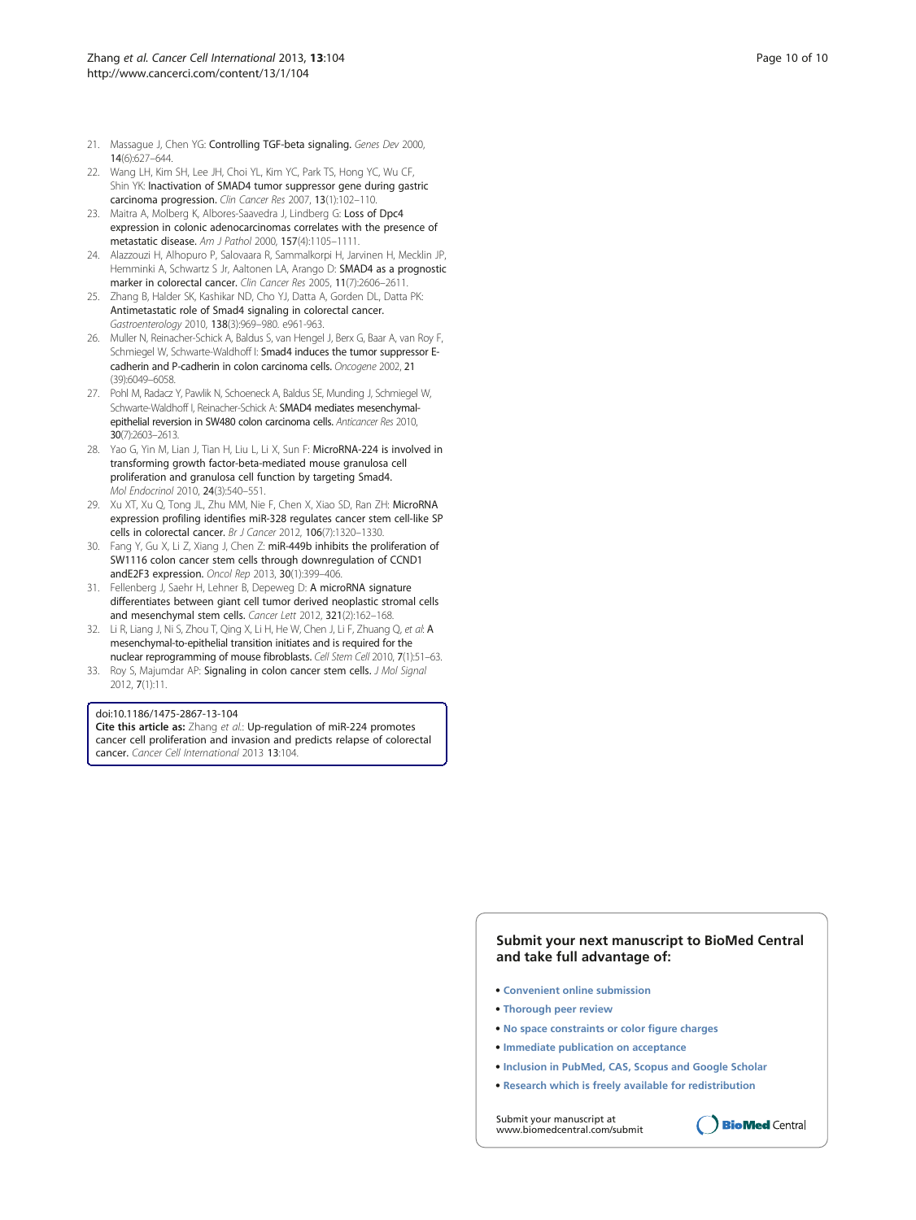21. Massague J, Chen YG: **Controlling TGF-beta signaling.** *Genes Dev* 2000, **14**(6):627–644.
22. Wang LH, Kim SH, Lee JH, Choi YL, Kim YC, Park TS, Hong YC, Wu CF, Shin YK: **Inactivation of SMAD4 tumor suppressor gene during gastric carcinoma progression.** *Clin Cancer Res* 2007, **13**(1):102–110.
23. Maitra A, Molberg K, Albores-Saavedra J, Lindberg G: **Loss of Dpc4 expression in colonic adenocarcinomas correlates with the presence of metastatic disease.** *Am J Pathol* 2000, **157**(4):1105–1111.
24. Alazzouzi H, Alhopuro P, Salovaara R, Sammalkorpi H, Jarvinen H, Mecklin JP, Hemminki A, Schwartz S Jr, Aaltonen LA, Arango D: **SMAD4 as a prognostic marker in colorectal cancer.** *Clin Cancer Res* 2005, **11**(7):2606–2611.
25. Zhang B, Halder SK, Kashikar ND, Cho YJ, Datta A, Gorden DL, Datta PK: **Antimetastatic role of Smad4 signaling in colorectal cancer.** *Gastroenterology* 2010, **138**(3):969–980. e961-963.
26. Muller N, Reinacher-Schick A, Baldus S, van Hengel J, Berx G, Baar A, van Roy F, Schmiegel W, Schwarte-Waldhoff I: **Smad4 induces the tumor suppressor E-cadherin and P-cadherin in colon carcinoma cells.** *Oncogene* 2002, **21** (39):6049–6058.
27. Pohl M, Radacz Y, Pawlik N, Schoeneck A, Baldus SE, Munding J, Schmiegel W, Schwarte-Waldhoff I, Reinacher-Schick A: **SMAD4 mediates mesenchymal-epithelial reversion in SW480 colon carcinoma cells.** *Anticancer Res* 2010, **30**(7):2603–2613.
28. Yao G, Yin M, Lian J, Tian H, Liu L, Li X, Sun F: **MicroRNA-224 is involved in transforming growth factor-beta-mediated mouse granulosa cell proliferation and granulosa cell function by targeting Smad4.** *Mol Endocrinol* 2010, **24**(3):540–551.
29. Xu XT, Xu Q, Tong JL, Zhu MM, Nie F, Chen X, Xiao SD, Ran ZH: **MicroRNA expression profiling identifies miR-328 regulates cancer stem cell-like SP cells in colorectal cancer.** *Br J Cancer* 2012, **106**(7):1320–1330.
30. Fang Y, Gu X, Li Z, Xiang J, Chen Z: **miR-449b inhibits the proliferation of SW1116 colon cancer stem cells through downregulation of CCND1 andE2F3 expression.** *Oncol Rep* 2013, **30**(1):399–406.
31. Fellenberg J, Saehr H, Lehner B, Depeweg D: **A microRNA signature differentiates between giant cell tumor derived neoplastic stromal cells and mesenchymal stem cells.** *Cancer Lett* 2012, **321**(2):162–168.
32. Li R, Liang J, Ni S, Zhou T, Qing X, Li H, He W, Chen J, Li F, Zhuang Q, *et al*: **A mesenchymal-to-epithelial transition initiates and is required for the nuclear reprogramming of mouse fibroblasts.** *Cell Stem Cell* 2010, **7**(1):51–63.
33. Roy S, Majumdar AP: **Signaling in colon cancer stem cells.** *J Mol Signal* 2012, **7**(1):11.

doi:10.1186/1475-2867-13-104

**Cite this article as:** Zhang *et al.*: Up-regulation of miR-224 promotes cancer cell proliferation and invasion and predicts relapse of colorectal cancer. *Cancer Cell International* 2013 **13**:104.

**Submit your next manuscript to BioMed Central and take full advantage of:**

- **Convenient online submission**
- **Thorough peer review**
- **No space constraints or color figure charges**
- **Immediate publication on acceptance**
- **Inclusion in PubMed, CAS, Scopus and Google Scholar**
- **Research which is freely available for redistribution**

Submit your manuscript at www.biomedcentral.com/submit

BioMed Central